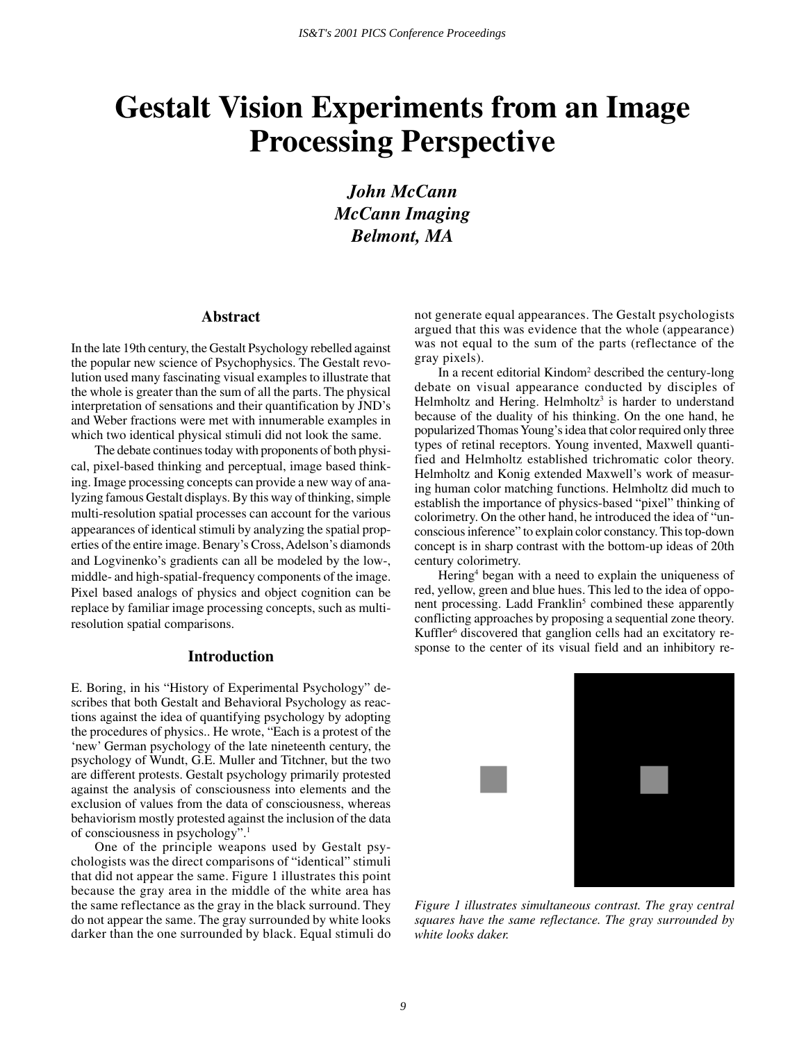# Gestalt Vision Experiments from an Image Processing Perspective

***John McCann***
***McCann Imaging***
***Belmont, MA***

## Abstract

In the late 19th century, the Gestalt Psychology rebelled against the popular new science of Psychophysics. The Gestalt revolution used many fascinating visual examples to illustrate that the whole is greater than the sum of all the parts. The physical interpretation of sensations and their quantification by JND's and Weber fractions were met with innumerable examples in which two identical physical stimuli did not look the same.

The debate continues today with proponents of both physical, pixel-based thinking and perceptual, image based thinking. Image processing concepts can provide a new way of analyzing famous Gestalt displays. By this way of thinking, simple multi-resolution spatial processes can account for the various appearances of identical stimuli by analyzing the spatial properties of the entire image. Benary's Cross, Adelson's diamonds and Logvinenko's gradients can all be modeled by the low-, middle- and high-spatial-frequency components of the image. Pixel based analogs of physics and object cognition can be replace by familiar image processing concepts, such as multi-resolution spatial comparisons.

## Introduction

E. Boring, in his "History of Experimental Psychology" describes that both Gestalt and Behavioral Psychology as reactions against the idea of quantifying psychology by adopting the procedures of physics.. He wrote, "Each is a protest of the 'new' German psychology of the late nineteenth century, the psychology of Wundt, G.E. Muller and Titchner, but the two are different protests. Gestalt psychology primarily protested against the analysis of consciousness into elements and the exclusion of values from the data of consciousness, whereas behaviorism mostly protested against the inclusion of the data of consciousness in psychology".[1]

One of the principle weapons used by Gestalt psychologists was the direct comparisons of "identical" stimuli that did not appear the same. Figure 1 illustrates this point because the gray area in the middle of the white area has the same reflectance as the gray in the black surround. They do not appear the same. The gray surrounded by white looks darker than the one surrounded by black. Equal stimuli do not generate equal appearances. The Gestalt psychologists argued that this was evidence that the whole (appearance) was not equal to the sum of the parts (reflectance of the gray pixels).

In a recent editorial Kindom[2] described the century-long debate on visual appearance conducted by disciples of Helmholtz and Hering. Helmholtz[3] is harder to understand because of the duality of his thinking. On the one hand, he popularized Thomas Young's idea that color required only three types of retinal receptors. Young invented, Maxwell quantified and Helmholtz established trichromatic color theory. Helmholtz and Konig extended Maxwell's work of measuring human color matching functions. Helmholtz did much to establish the importance of physics-based "pixel" thinking of colorimetry. On the other hand, he introduced the idea of "unconscious inference" to explain color constancy. This top-down concept is in sharp contrast with the bottom-up ideas of 20th century colorimetry.

Hering[4] began with a need to explain the uniqueness of red, yellow, green and blue hues. This led to the idea of opponent processing. Ladd Franklin[5] combined these apparently conflicting approaches by proposing a sequential zone theory. Kuffler[6] discovered that ganglion cells had an excitatory response to the center of its visual field and an inhibitory re-

*Figure 1 illustrates simultaneous contrast. The gray central squares have the same reflectance. The gray surrounded by white looks daker.*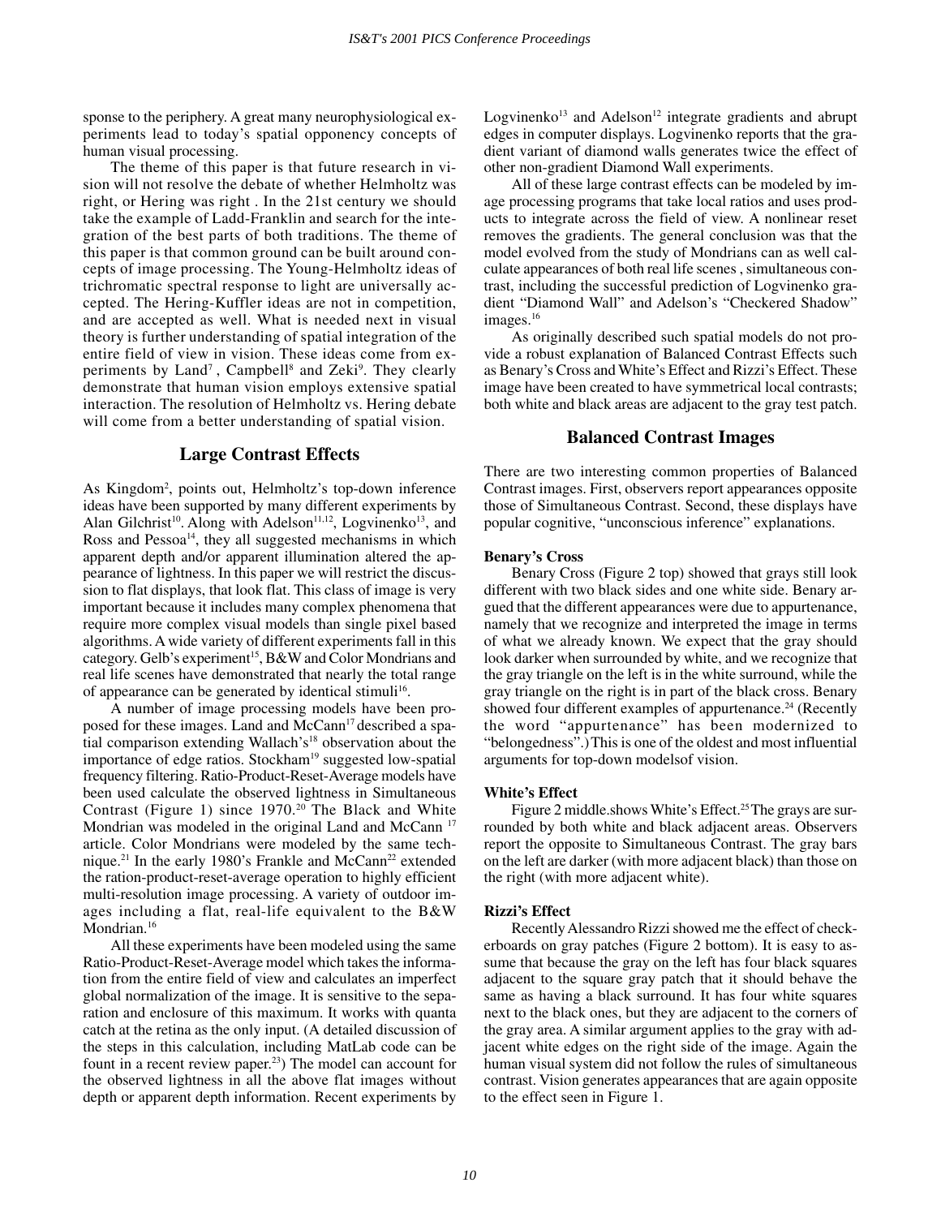sponse to the periphery. A great many neurophysiological experiments lead to today's spatial opponency concepts of human visual processing.

The theme of this paper is that future research in vision will not resolve the debate of whether Helmholtz was right, or Hering was right . In the 21st century we should take the example of Ladd-Franklin and search for the integration of the best parts of both traditions. The theme of this paper is that common ground can be built around concepts of image processing. The Young-Helmholtz ideas of trichromatic spectral response to light are universally accepted. The Hering-Kuffler ideas are not in competition, and are accepted as well. What is needed next in visual theory is further understanding of spatial integration of the entire field of view in vision. These ideas come from experiments by Land[7] , Campbell[8] and Zeki[9]. They clearly demonstrate that human vision employs extensive spatial interaction. The resolution of Helmholtz vs. Hering debate will come from a better understanding of spatial vision.

## Large Contrast Effects

As Kingdom[2], points out, Helmholtz's top-down inference ideas have been supported by many different experiments by Alan Gilchrist[10]. Along with Adelson[11,12], Logvinenko[13], and Ross and Pessoa[14], they all suggested mechanisms in which apparent depth and/or apparent illumination altered the appearance of lightness. In this paper we will restrict the discussion to flat displays, that look flat. This class of image is very important because it includes many complex phenomena that require more complex visual models than single pixel based algorithms. A wide variety of different experiments fall in this category. Gelb's experiment[15], B&W and Color Mondrians and real life scenes have demonstrated that nearly the total range of appearance can be generated by identical stimuli[16].

A number of image processing models have been proposed for these images. Land and McCann[17] described a spatial comparison extending Wallach's[18] observation about the importance of edge ratios. Stockham[19] suggested low-spatial frequency filtering. Ratio-Product-Reset-Average models have been used calculate the observed lightness in Simultaneous Contrast (Figure 1) since 1970.[20] The Black and White Mondrian was modeled in the original Land and McCann [17] article. Color Mondrians were modeled by the same technique.[21] In the early 1980's Frankle and McCann[22] extended the ration-product-reset-average operation to highly efficient multi-resolution image processing. A variety of outdoor images including a flat, real-life equivalent to the B&W Mondrian.[16]

All these experiments have been modeled using the same Ratio-Product-Reset-Average model which takes the information from the entire field of view and calculates an imperfect global normalization of the image. It is sensitive to the separation and enclosure of this maximum. It works with quanta catch at the retina as the only input. (A detailed discussion of the steps in this calculation, including MatLab code can be fount in a recent review paper.[23]) The model can account for the observed lightness in all the above flat images without depth or apparent depth information. Recent experiments by Logvinenko[13] and Adelson[12] integrate gradients and abrupt edges in computer displays. Logvinenko reports that the gradient variant of diamond walls generates twice the effect of other non-gradient Diamond Wall experiments.

All of these large contrast effects can be modeled by image processing programs that take local ratios and uses products to integrate across the field of view. A nonlinear reset removes the gradients. The general conclusion was that the model evolved from the study of Mondrians can as well calculate appearances of both real life scenes , simultaneous contrast, including the successful prediction of Logvinenko gradient "Diamond Wall" and Adelson's "Checkered Shadow" images.[16]

As originally described such spatial models do not provide a robust explanation of Balanced Contrast Effects such as Benary's Cross and White's Effect and Rizzi's Effect. These image have been created to have symmetrical local contrasts; both white and black areas are adjacent to the gray test patch.

## Balanced Contrast Images

There are two interesting common properties of Balanced Contrast images. First, observers report appearances opposite those of Simultaneous Contrast. Second, these displays have popular cognitive, "unconscious inference" explanations.

### Benary's Cross

Benary Cross (Figure 2 top) showed that grays still look different with two black sides and one white side. Benary argued that the different appearances were due to appurtenance, namely that we recognize and interpreted the image in terms of what we already known. We expect that the gray should look darker when surrounded by white, and we recognize that the gray triangle on the left is in the white surround, while the gray triangle on the right is in part of the black cross. Benary showed four different examples of appurtenance.[24] (Recently the word "appurtenance" has been modernized to "belongedness".) This is one of the oldest and most influential arguments for top-down modelsof vision.

### White's Effect

Figure 2 middle.shows White's Effect.[25] The grays are surrounded by both white and black adjacent areas. Observers report the opposite to Simultaneous Contrast. The gray bars on the left are darker (with more adjacent black) than those on the right (with more adjacent white).

### Rizzi's Effect

Recently Alessandro Rizzi showed me the effect of checkerboards on gray patches (Figure 2 bottom). It is easy to assume that because the gray on the left has four black squares adjacent to the square gray patch that it should behave the same as having a black surround. It has four white squares next to the black ones, but they are adjacent to the corners of the gray area. A similar argument applies to the gray with adjacent white edges on the right side of the image. Again the human visual system did not follow the rules of simultaneous contrast. Vision generates appearances that are again opposite to the effect seen in Figure 1.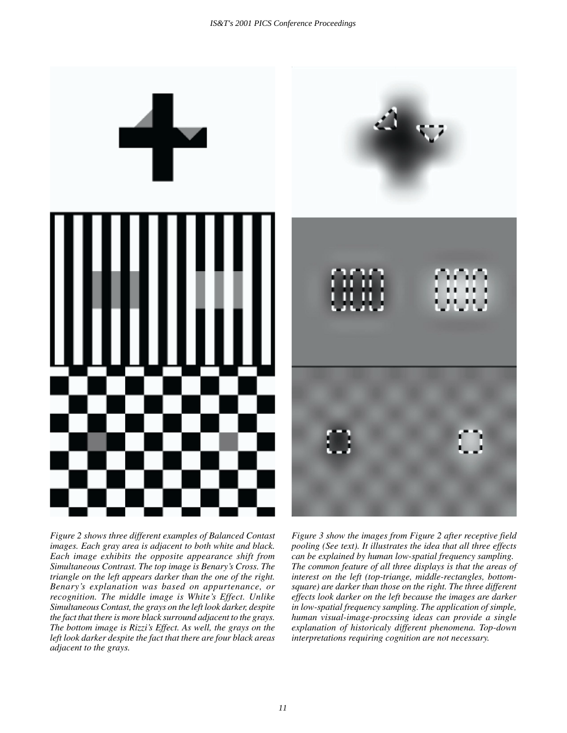*Figure 2 shows three different examples of Balanced Contast images. Each gray area is adjacent to both white and black. Each image exhibits the opposite appearance shift from Simultaneous Contrast. The top image is Benary's Cross. The triangle on the left appears darker than the one of the right. Benary's explanation was based on appurtenance, or recognition. The middle image is White's Effect. Unlike Simultaneous Contast, the grays on the left look darker, despite the fact that there is more black surround adjacent to the grays. The bottom image is Rizzi's Effect. As well, the grays on the left look darker despite the fact that there are four black areas adjacent to the grays.*

*Figure 3 show the images from Figure 2 after receptive field pooling (See text). It illustrates the idea that all three effects can be explained by human low-spatial frequency sampling. The common feature of all three displays is that the areas of interest on the left (top-triange, middle-rectangles, bottom-square) are darker than those on the right. The three different effects look darker on the left because the images are darker in low-spatial frequency sampling. The application of simple, human visual-image-procssing ideas can provide a single explanation of historicaly different phenomena. Top-down interpretations requiring cognition are not necessary.*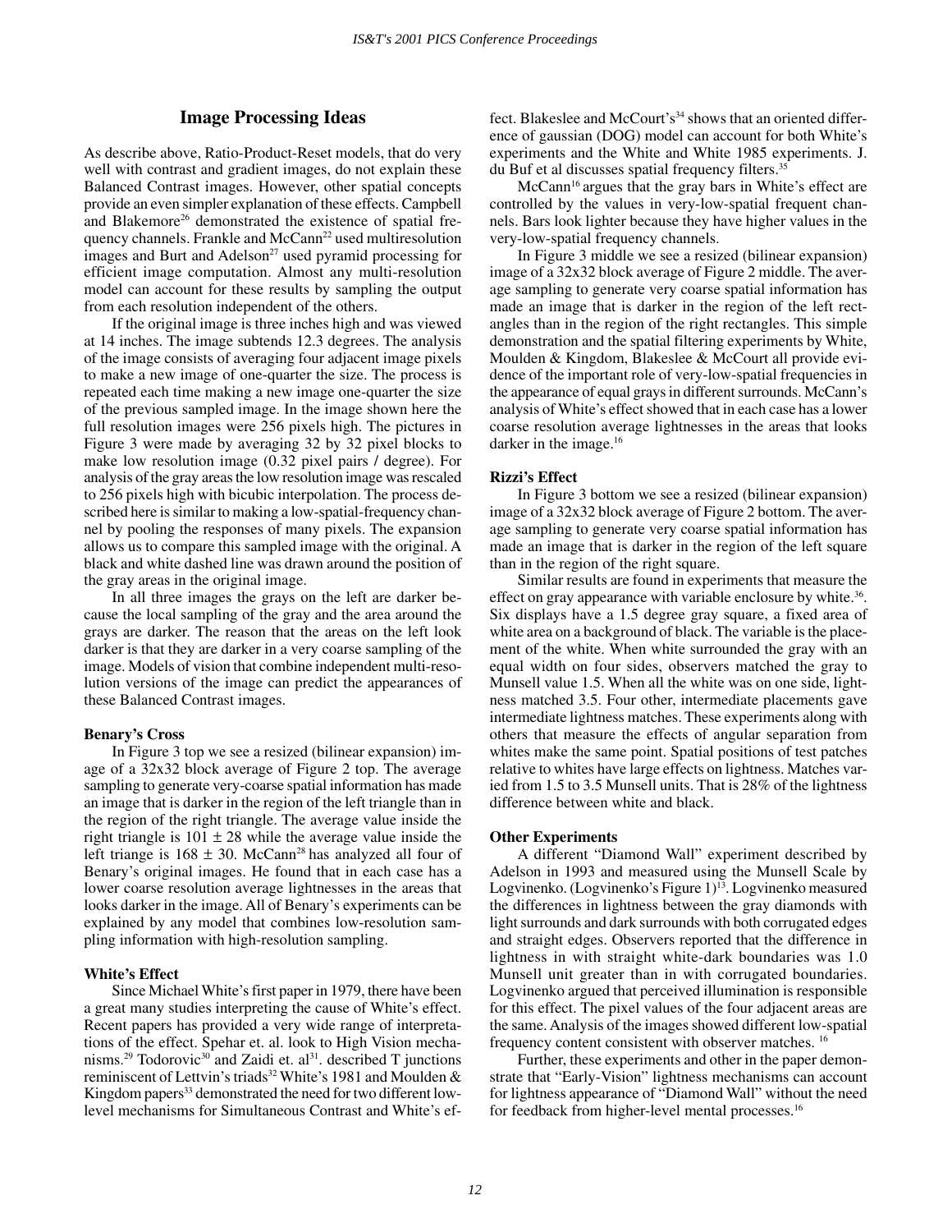## Image Processing Ideas

As describe above, Ratio-Product-Reset models, that do very well with contrast and gradient images, do not explain these Balanced Contrast images. However, other spatial concepts provide an even simpler explanation of these effects. Campbell and Blakemore[26] demonstrated the existence of spatial frequency channels. Frankle and McCann[22] used multiresolution images and Burt and Adelson[27] used pyramid processing for efficient image computation. Almost any multi-resolution model can account for these results by sampling the output from each resolution independent of the others.

If the original image is three inches high and was viewed at 14 inches. The image subtends 12.3 degrees. The analysis of the image consists of averaging four adjacent image pixels to make a new image of one-quarter the size. The process is repeated each time making a new image one-quarter the size of the previous sampled image. In the image shown here the full resolution images were 256 pixels high. The pictures in Figure 3 were made by averaging 32 by 32 pixel blocks to make low resolution image (0.32 pixel pairs / degree). For analysis of the gray areas the low resolution image was rescaled to 256 pixels high with bicubic interpolation. The process described here is similar to making a low-spatial-frequency channel by pooling the responses of many pixels. The expansion allows us to compare this sampled image with the original. A black and white dashed line was drawn around the position of the gray areas in the original image.

In all three images the grays on the left are darker because the local sampling of the gray and the area around the grays are darker. The reason that the areas on the left look darker is that they are darker in a very coarse sampling of the image. Models of vision that combine independent multi-resolution versions of the image can predict the appearances of these Balanced Contrast images.

### Benary's Cross

In Figure 3 top we see a resized (bilinear expansion) image of a 32x32 block average of Figure 2 top. The average sampling to generate very-coarse spatial information has made an image that is darker in the region of the left triangle than in the region of the right triangle. The average value inside the right triangle is $101 \pm 28$ while the average value inside the left triange is $168 \pm 30$. McCann[28] has analyzed all four of Benary's original images. He found that in each case has a lower coarse resolution average lightnesses in the areas that looks darker in the image. All of Benary's experiments can be explained by any model that combines low-resolution sampling information with high-resolution sampling.

### White's Effect

Since Michael White's first paper in 1979, there have been a great many studies interpreting the cause of White's effect. Recent papers has provided a very wide range of interpretations of the effect. Spehar et. al. look to High Vision mechanisms.[29] Todorovic[30] and Zaidi et. al[31]. described T junctions reminiscent of Lettvin's triads[32] White's 1981 and Moulden & Kingdom papers[33] demonstrated the need for two different low-level mechanisms for Simultaneous Contrast and White's effect. Blakeslee and McCourt's[34] shows that an oriented difference of gaussian (DOG) model can account for both White's experiments and the White and White 1985 experiments. J. du Buf et al discusses spatial frequency filters.[35]

McCann[16] argues that the gray bars in White's effect are controlled by the values in very-low-spatial frequent channels. Bars look lighter because they have higher values in the very-low-spatial frequency channels.

In Figure 3 middle we see a resized (bilinear expansion) image of a 32x32 block average of Figure 2 middle. The average sampling to generate very coarse spatial information has made an image that is darker in the region of the left rectangles than in the region of the right rectangles. This simple demonstration and the spatial filtering experiments by White, Moulden & Kingdom, Blakeslee & McCourt all provide evidence of the important role of very-low-spatial frequencies in the appearance of equal grays in different surrounds. McCann's analysis of White's effect showed that in each case has a lower coarse resolution average lightnesses in the areas that looks darker in the image.[16]

### Rizzi's Effect

In Figure 3 bottom we see a resized (bilinear expansion) image of a 32x32 block average of Figure 2 bottom. The average sampling to generate very coarse spatial information has made an image that is darker in the region of the left square than in the region of the right square.

Similar results are found in experiments that measure the effect on gray appearance with variable enclosure by white.[36]. Six displays have a 1.5 degree gray square, a fixed area of white area on a background of black. The variable is the placement of the white. When white surrounded the gray with an equal width on four sides, observers matched the gray to Munsell value 1.5. When all the white was on one side, lightness matched 3.5. Four other, intermediate placements gave intermediate lightness matches. These experiments along with others that measure the effects of angular separation from whites make the same point. Spatial positions of test patches relative to whites have large effects on lightness. Matches varied from 1.5 to 3.5 Munsell units. That is 28% of the lightness difference between white and black.

### Other Experiments

A different "Diamond Wall" experiment described by Adelson in 1993 and measured using the Munsell Scale by Logvinenko. (Logvinenko's Figure 1)[13]. Logvinenko measured the differences in lightness between the gray diamonds with light surrounds and dark surrounds with both corrugated edges and straight edges. Observers reported that the difference in lightness in with straight white-dark boundaries was 1.0 Munsell unit greater than in with corrugated boundaries. Logvinenko argued that perceived illumination is responsible for this effect. The pixel values of the four adjacent areas are the same. Analysis of the images showed different low-spatial frequency content consistent with observer matches. [16]

Further, these experiments and other in the paper demonstrate that "Early-Vision" lightness mechanisms can account for lightness appearance of "Diamond Wall" without the need for feedback from higher-level mental processes.[16]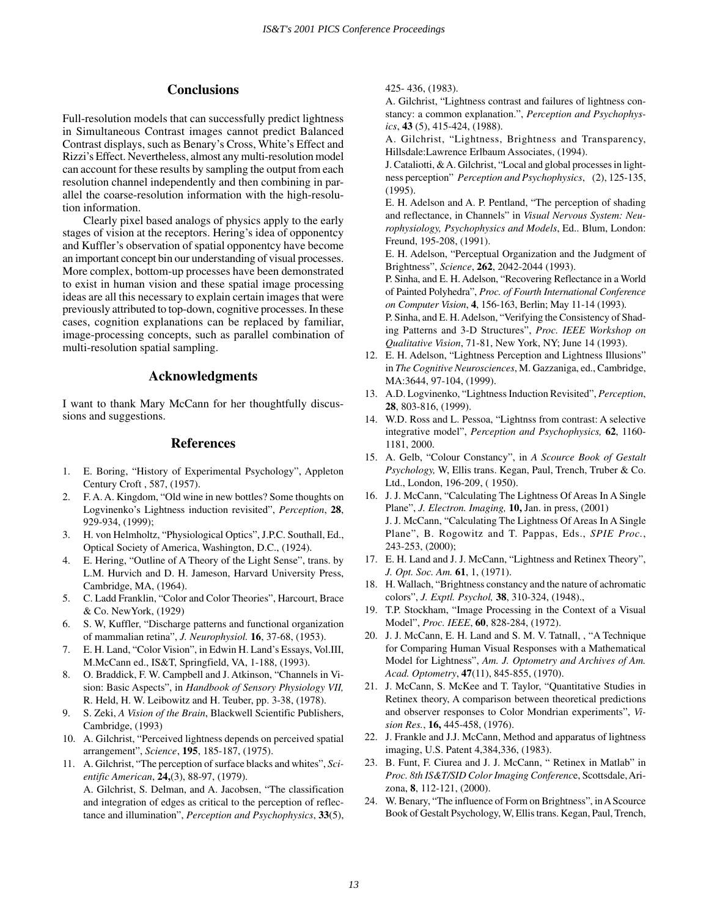## Conclusions

Full-resolution models that can successfully predict lightness in Simultaneous Contrast images cannot predict Balanced Contrast displays, such as Benary's Cross, White's Effect and Rizzi's Effect. Nevertheless, almost any multi-resolution model can account for these results by sampling the output from each resolution channel independently and then combining in parallel the coarse-resolution information with the high-resolution information.

Clearly pixel based analogs of physics apply to the early stages of vision at the receptors. Hering's idea of opponentcy and Kuffler's observation of spatial opponentcy have become an important concept bin our understanding of visual processes. More complex, bottom-up processes have been demonstrated to exist in human vision and these spatial image processing ideas are all this necessary to explain certain images that were previously attributed to top-down, cognitive processes. In these cases, cognition explanations can be replaced by familiar, image-processing concepts, such as parallel combination of multi-resolution spatial sampling.

## Acknowledgments

I want to thank Mary McCann for her thoughtfully discussions and suggestions.

## References

1. E. Boring, "History of Experimental Psychology", Appleton Century Croft , 587, (1957).
2. F. A. A. Kingdom, "Old wine in new bottles? Some thoughts on Logvinenko's Lightness induction revisited", *Perception*, **28**, 929-934, (1999);
3. H. von Helmholtz, "Physiological Optics", J.P.C. Southall, Ed., Optical Society of America, Washington, D.C., (1924).
4. E. Hering, "Outline of A Theory of the Light Sense", trans. by L.M. Hurvich and D. H. Jameson, Harvard University Press, Cambridge, MA, (1964).
5. C. Ladd Franklin, "Color and Color Theories", Harcourt, Brace & Co. NewYork, (1929)
6. S. W, Kuffler, "Discharge patterns and functional organization of mammalian retina", *J. Neurophysiol.* **16**, 37-68, (1953).
7. E. H. Land, "Color Vision", in Edwin H. Land's Essays, Vol.III, M.McCann ed., IS&T, Springfield, VA, 1-188, (1993).
8. O. Braddick, F. W. Campbell and J. Atkinson, "Channels in Vision: Basic Aspects", in *Handbook of Sensory Physiology VII,* R. Held, H. W. Leibowitz and H. Teuber, pp. 3-38, (1978).
9. S. Zeki, *A Vision of the Brain*, Blackwell Scientific Publishers, Cambridge, (1993)
10. A. Gilchrist, "Perceived lightness depends on perceived spatial arrangement", *Science*, **195**, 185-187, (1975).
11. A. Gilchrist, "The perception of surface blacks and whites", *Scientific American*, **24,**(3), 88-97, (1979).
    A. Gilchrist, S. Delman, and A. Jacobsen, "The classification and integration of edges as critical to the perception of reflectance and illumination", *Perception and Psychophysics*, **33**(5), 425- 436, (1983).
    A. Gilchrist, "Lightness contrast and failures of lightness constancy: a common explanation.", *Perception and Psychophysics*, **43** (5), 415-424, (1988).
    A. Gilchrist, "Lightness, Brightness and Transparency, Hillsdale:Lawrence Erlbaum Associates, (1994).
    J. Cataliotti, & A. Gilchrist, "Local and global processes in lightness perception" *Perception and Psychophysics*, (2), 125-135, (1995).
    E. H. Adelson and A. P. Pentland, "The perception of shading and reflectance, in Channels" in *Visual Nervous System: Neurophysiology, Psychophysics and Models*, Ed.. Blum, London: Freund, 195-208, (1991).
    E. H. Adelson, "Perceptual Organization and the Judgment of Brightness", *Science*, **262**, 2042-2044 (1993).
    P. Sinha, and E. H. Adelson, "Recovering Reflectance in a World of Painted Polyhedra", *Proc. of Fourth International Conference on Computer Vision*, **4**, 156-163, Berlin; May 11-14 (1993).
    P. Sinha, and E. H. Adelson, "Verifying the Consistency of Shading Patterns and 3-D Structures", *Proc. IEEE Workshop on Qualitative Vision*, 71-81, New York, NY; June 14 (1993).
12. E. H. Adelson, "Lightness Perception and Lightness Illusions" in *The Cognitive Neurosciences*, M. Gazzaniga, ed., Cambridge, MA:3644, 97-104, (1999).
13. A.D. Logvinenko, "Lightness Induction Revisited", *Perception*, **28**, 803-816, (1999).
14. W.D. Ross and L. Pessoa, "Lightnss from contrast: A selective integrative model", *Perception and Psychophysics,* **62**, 1160-1181, 2000.
15. A. Gelb, "Colour Constancy", in *A Scource Book of Gestalt Psychology,* W, Ellis trans. Kegan, Paul, Trench, Truber & Co. Ltd., London, 196-209, ( 1950).
16. J. J. McCann, "Calculating The Lightness Of Areas In A Single Plane", *J. Electron. Imaging,* **10,** Jan. in press, (2001)
    J. J. McCann, "Calculating The Lightness Of Areas In A Single Plane", B. Rogowitz and T. Pappas, Eds., *SPIE Proc.*, 243-253, (2000);
17. E. H. Land and J. J. McCann, "Lightness and Retinex Theory", *J. Opt. Soc. Am.* **61**, 1, (1971).
18. H. Wallach, "Brightness constancy and the nature of achromatic colors", *J. Exptl. Psychol,* **38**, 310-324, (1948).,
19. T.P. Stockham, "Image Processing in the Context of a Visual Model", *Proc. IEEE*, **60**, 828-284, (1972).
20. J. J. McCann, E. H. Land and S. M. V. Tatnall, , "A Technique for Comparing Human Visual Responses with a Mathematical Model for Lightness", *Am. J. Optometry and Archives of Am. Acad. Optometry*, **47**(11), 845-855, (1970).
21. J. McCann, S. McKee and T. Taylor, "Quantitative Studies in Retinex theory, A comparison between theoretical predictions and observer responses to Color Mondrian experiments", *Vision Res.*, **16,** 445-458, (1976).
22. J. Frankle and J.J. McCann, Method and apparatus of lightness imaging, U.S. Patent 4,384,336, (1983).
23. B. Funt, F. Ciurea and J. J. McCann, " Retinex in Matlab" in *Proc. 8th IS&T/SID Color Imaging Conferenc*e, Scottsdale, Arizona, **8**, 112-121, (2000).
24. W. Benary, "The influence of Form on Brightness", in A Scource Book of Gestalt Psychology, W, Ellis trans. Kegan, Paul, Trench,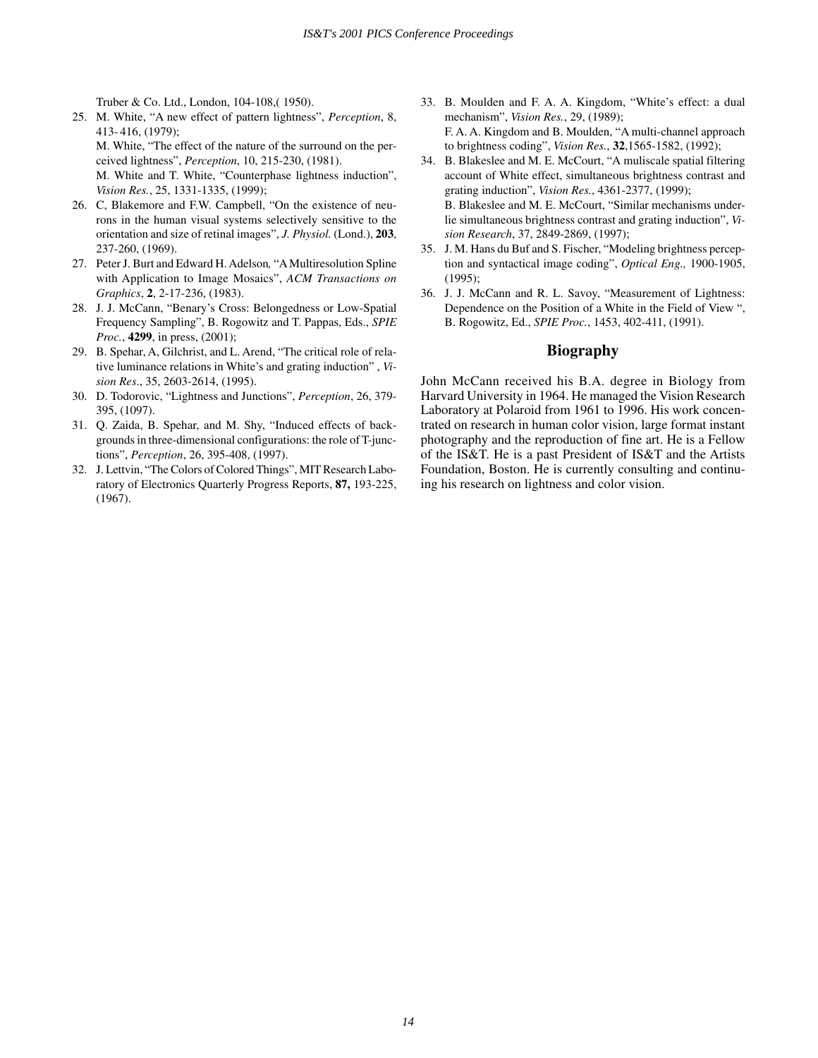Truber & Co. Ltd., London, 104-108,( 1950).

25. M. White, "A new effect of pattern lightness", *Perception*, 8, 413- 416, (1979);
    M. White, "The effect of the nature of the surround on the perceived lightness", *Perception*, 10, 215-230, (1981).
    M. White and T. White, "Counterphase lightness induction", *Vision Res.*, 25, 1331-1335, (1999);
26. C, Blakemore and F.W. Campbell, "On the existence of neurons in the human visual systems selectively sensitive to the orientation and size of retinal images", *J. Physiol.* (Lond.), **203**, 237-260, (1969).
27. Peter J. Burt and Edward H. Adelson, "A Multiresolution Spline with Application to Image Mosaics", *ACM Transactions on Graphics*, **2**, 2-17-236, (1983).
28. J. J. McCann, "Benary's Cross: Belongedness or Low-Spatial Frequency Sampling", B. Rogowitz and T. Pappas, Eds., *SPIE Proc.*, **4299**, in press, (2001);
29. B. Spehar, A, Gilchrist, and L. Arend, "The critical role of relative luminance relations in White's and grating induction" , *Vision Res*., 35, 2603-2614, (1995).
30. D. Todorovic, "Lightness and Junctions", *Perception*, 26, 379-395, (1097).
31. Q. Zaida, B. Spehar, and M. Shy, "Induced effects of backgrounds in three-dimensional configurations: the role of T-junctions", *Perception*, 26, 395-408, (1997).
32. J. Lettvin, "The Colors of Colored Things", MIT Research Laboratory of Electronics Quarterly Progress Reports, **87,** 193-225, (1967).
33. B. Moulden and F. A. A. Kingdom, "White's effect: a dual mechanism", *Vision Res.*, 29, (1989);
    F. A. A. Kingdom and B. Moulden, "A multi-channel approach to brightness coding", *Vision Res.*, **32**,1565-1582, (1992);
34. B. Blakeslee and M. E. McCourt, "A muliscale spatial filtering account of White effect, simultaneous brightness contrast and grating induction", *Vision Res.*, 4361-2377, (1999);
    B. Blakeslee and M. E. McCourt, "Similar mechanisms underlie simultaneous brightness contrast and grating induction", *Vision Research*, 37, 2849-2869, (1997);
35. J. M. Hans du Buf and S. Fischer, "Modeling brightness perception and syntactical image coding", *Optical Eng.,* 1900-1905, (1995);
36. J. J. McCann and R. L. Savoy, "Measurement of Lightness: Dependence on the Position of a White in the Field of View ", B. Rogowitz, Ed., *SPIE Proc.*, 1453, 402-411, (1991).

## Biography

John McCann received his B.A. degree in Biology from Harvard University in 1964. He managed the Vision Research Laboratory at Polaroid from 1961 to 1996. His work concentrated on research in human color vision, large format instant photography and the reproduction of fine art. He is a Fellow of the IS&T. He is a past President of IS&T and the Artists Foundation, Boston. He is currently consulting and continuing his research on lightness and color vision.